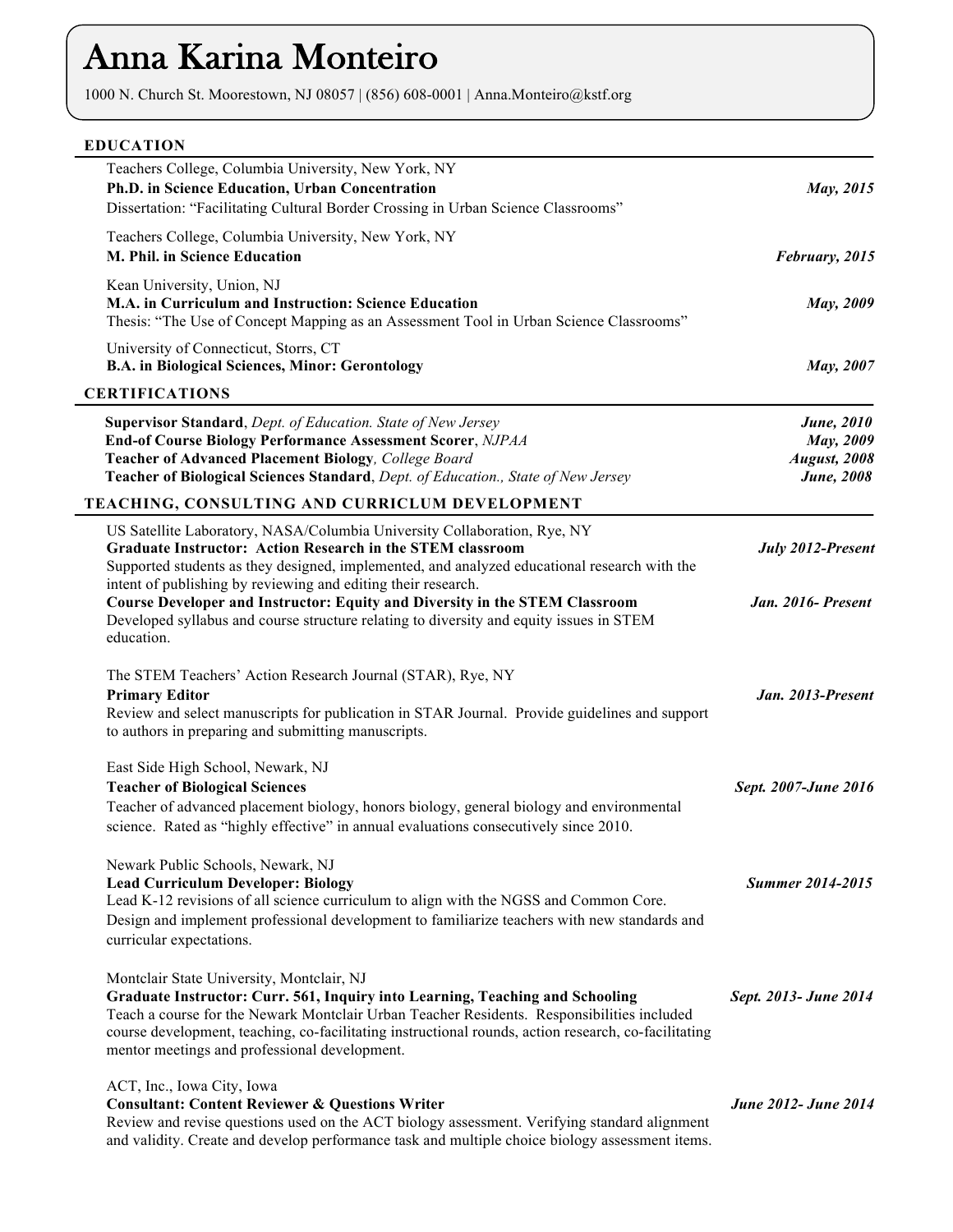# Anna Karina Monteiro

1000 N. Church St. Moorestown, NJ 08057 | (856) 608-0001 | Anna.Monteiro@kstf.org

## EDUCATION

Teachers College, Columbia University, New York, NY
**Ph.D. in Science Education, Urban Concentration** — ***May, 2015***
Dissertation: "Facilitating Cultural Border Crossing in Urban Science Classrooms"

Teachers College, Columbia University, New York, NY
**M. Phil. in Science Education** — ***February, 2015***

Kean University, Union, NJ
**M.A. in Curriculum and Instruction: Science Education** — ***May, 2009***
Thesis: "The Use of Concept Mapping as an Assessment Tool in Urban Science Classrooms"

University of Connecticut, Storrs, CT
**B.A. in Biological Sciences, Minor: Gerontology** — ***May, 2007***

## CERTIFICATIONS

**Supervisor Standard**, *Dept. of Education. State of New Jersey* — ***June, 2010***
**End-of Course Biology Performance Assessment Scorer**, *NJPAA* — ***May, 2009***
**Teacher of Advanced Placement Biology***, College Board* — ***August, 2008***
**Teacher of Biological Sciences Standard**, *Dept. of Education., State of New Jersey* — ***June, 2008***

## TEACHING, CONSULTING AND CURRICLUM DEVELOPMENT

US Satellite Laboratory, NASA/Columbia University Collaboration, Rye, NY
**Graduate Instructor: Action Research in the STEM classroom** — ***July 2012-Present***
Supported students as they designed, implemented, and analyzed educational research with the intent of publishing by reviewing and editing their research.
**Course Developer and Instructor: Equity and Diversity in the STEM Classroom** — ***Jan. 2016- Present***
Developed syllabus and course structure relating to diversity and equity issues in STEM education.

The STEM Teachers' Action Research Journal (STAR), Rye, NY
**Primary Editor** — ***Jan. 2013-Present***
Review and select manuscripts for publication in STAR Journal. Provide guidelines and support to authors in preparing and submitting manuscripts.

East Side High School, Newark, NJ
**Teacher of Biological Sciences** — ***Sept. 2007-June 2016***
Teacher of advanced placement biology, honors biology, general biology and environmental science. Rated as "highly effective" in annual evaluations consecutively since 2010.

Newark Public Schools, Newark, NJ
**Lead Curriculum Developer: Biology** — ***Summer 2014-2015***
Lead K-12 revisions of all science curriculum to align with the NGSS and Common Core. Design and implement professional development to familiarize teachers with new standards and curricular expectations.

Montclair State University, Montclair, NJ
**Graduate Instructor: Curr. 561, Inquiry into Learning, Teaching and Schooling** — ***Sept. 2013- June 2014***
Teach a course for the Newark Montclair Urban Teacher Residents. Responsibilities included course development, teaching, co-facilitating instructional rounds, action research, co-facilitating mentor meetings and professional development.

ACT, Inc., Iowa City, Iowa
**Consultant: Content Reviewer & Questions Writer** — ***June 2012- June 2014***
Review and revise questions used on the ACT biology assessment. Verifying standard alignment and validity. Create and develop performance task and multiple choice biology assessment items.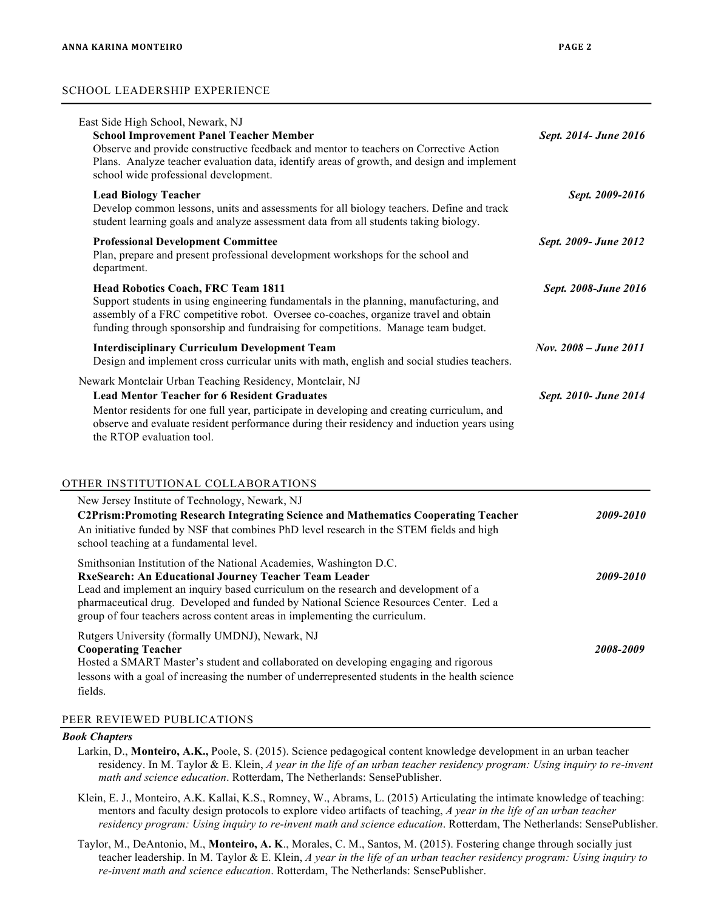## SCHOOL LEADERSHIP EXPERIENCE

East Side High School, Newark, NJ

**School Improvement Panel Teacher Member** — ***Sept. 2014- June 2016***
Observe and provide constructive feedback and mentor to teachers on Corrective Action Plans. Analyze teacher evaluation data, identify areas of growth, and design and implement school wide professional development.

**Lead Biology Teacher** — ***Sept. 2009-2016***
Develop common lessons, units and assessments for all biology teachers. Define and track student learning goals and analyze assessment data from all students taking biology.

**Professional Development Committee** — ***Sept. 2009- June 2012***
Plan, prepare and present professional development workshops for the school and department.

**Head Robotics Coach, FRC Team 1811** — ***Sept. 2008-June 2016***
Support students in using engineering fundamentals in the planning, manufacturing, and assembly of a FRC competitive robot. Oversee co-coaches, organize travel and obtain funding through sponsorship and fundraising for competitions. Manage team budget.

**Interdisciplinary Curriculum Development Team** — ***Nov. 2008 – June 2011***
Design and implement cross curricular units with math, english and social studies teachers.

Newark Montclair Urban Teaching Residency, Montclair, NJ

**Lead Mentor Teacher for 6 Resident Graduates** — ***Sept. 2010- June 2014***
Mentor residents for one full year, participate in developing and creating curriculum, and observe and evaluate resident performance during their residency and induction years using the RTOP evaluation tool.

## OTHER INSTITUTIONAL COLLABORATIONS

New Jersey Institute of Technology, Newark, NJ

**C2Prism:Promoting Research Integrating Science and Mathematics Cooperating Teacher** — ***2009-2010***
An initiative funded by NSF that combines PhD level research in the STEM fields and high school teaching at a fundamental level.

Smithsonian Institution of the National Academies, Washington D.C.

**RxeSearch: An Educational Journey Teacher Team Leader** — ***2009-2010***
Lead and implement an inquiry based curriculum on the research and development of a pharmaceutical drug. Developed and funded by National Science Resources Center. Led a group of four teachers across content areas in implementing the curriculum.

Rutgers University (formally UMDNJ), Newark, NJ

**Cooperating Teacher** — ***2008-2009***
Hosted a SMART Master's student and collaborated on developing engaging and rigorous lessons with a goal of increasing the number of underrepresented students in the health science fields.

## PEER REVIEWED PUBLICATIONS

***Book Chapters***

Larkin, D., **Monteiro, A.K.,** Poole, S. (2015). Science pedagogical content knowledge development in an urban teacher residency. In M. Taylor & E. Klein, *A year in the life of an urban teacher residency program: Using inquiry to re-invent math and science education*. Rotterdam, The Netherlands: SensePublisher.

Klein, E. J., Monteiro, A.K. Kallai, K.S., Romney, W., Abrams, L. (2015) Articulating the intimate knowledge of teaching: mentors and faculty design protocols to explore video artifacts of teaching, *A year in the life of an urban teacher residency program: Using inquiry to re-invent math and science education*. Rotterdam, The Netherlands: SensePublisher.

Taylor, M., DeAntonio, M., **Monteiro, A. K**., Morales, C. M., Santos, M. (2015). Fostering change through socially just teacher leadership. In M. Taylor & E. Klein, *A year in the life of an urban teacher residency program: Using inquiry to re-invent math and science education*. Rotterdam, The Netherlands: SensePublisher.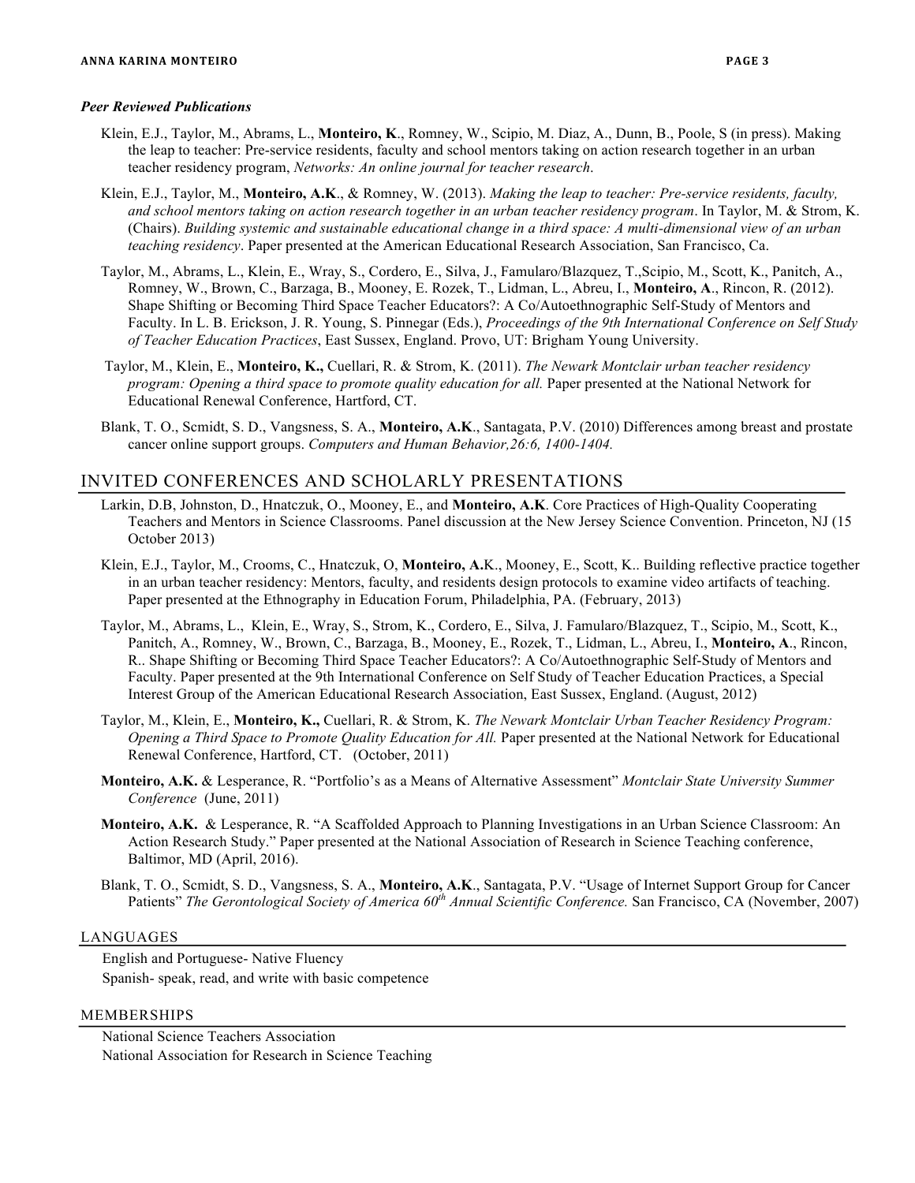***Peer Reviewed Publications***

Klein, E.J., Taylor, M., Abrams, L., **Monteiro, K**., Romney, W., Scipio, M. Diaz, A., Dunn, B., Poole, S (in press). Making the leap to teacher: Pre-service residents, faculty and school mentors taking on action research together in an urban teacher residency program, *Networks: An online journal for teacher research*.

Klein, E.J., Taylor, M., **Monteiro, A.K**., & Romney, W. (2013). *Making the leap to teacher: Pre-service residents, faculty, and school mentors taking on action research together in an urban teacher residency program*. In Taylor, M. & Strom, K. (Chairs). *Building systemic and sustainable educational change in a third space: A multi-dimensional view of an urban teaching residency*. Paper presented at the American Educational Research Association, San Francisco, Ca.

Taylor, M., Abrams, L., Klein, E., Wray, S., Cordero, E., Silva, J., Famularo/Blazquez, T.,Scipio, M., Scott, K., Panitch, A., Romney, W., Brown, C., Barzaga, B., Mooney, E. Rozek, T., Lidman, L., Abreu, I., **Monteiro, A**., Rincon, R. (2012). Shape Shifting or Becoming Third Space Teacher Educators?: A Co/Autoethnographic Self-Study of Mentors and Faculty. In L. B. Erickson, J. R. Young, S. Pinnegar (Eds.), *Proceedings of the 9th International Conference on Self Study of Teacher Education Practices*, East Sussex, England. Provo, UT: Brigham Young University.

Taylor, M., Klein, E., **Monteiro, K.,** Cuellari, R. & Strom, K. (2011). *The Newark Montclair urban teacher residency program: Opening a third space to promote quality education for all.* Paper presented at the National Network for Educational Renewal Conference, Hartford, CT.

Blank, T. O., Scmidt, S. D., Vangsness, S. A., **Monteiro, A.K**., Santagata, P.V. (2010) Differences among breast and prostate cancer online support groups. *Computers and Human Behavior,26:6, 1400-1404.*

## INVITED CONFERENCES AND SCHOLARLY PRESENTATIONS

Larkin, D.B, Johnston, D., Hnatczuk, O., Mooney, E., and **Monteiro, A.K**. Core Practices of High-Quality Cooperating Teachers and Mentors in Science Classrooms. Panel discussion at the New Jersey Science Convention. Princeton, NJ (15 October 2013)

Klein, E.J., Taylor, M., Crooms, C., Hnatczuk, O, **Monteiro, A.**K., Mooney, E., Scott, K.. Building reflective practice together in an urban teacher residency: Mentors, faculty, and residents design protocols to examine video artifacts of teaching. Paper presented at the Ethnography in Education Forum, Philadelphia, PA. (February, 2013)

Taylor, M., Abrams, L., Klein, E., Wray, S., Strom, K., Cordero, E., Silva, J. Famularo/Blazquez, T., Scipio, M., Scott, K., Panitch, A., Romney, W., Brown, C., Barzaga, B., Mooney, E., Rozek, T., Lidman, L., Abreu, I., **Monteiro, A**., Rincon, R.. Shape Shifting or Becoming Third Space Teacher Educators?: A Co/Autoethnographic Self-Study of Mentors and Faculty. Paper presented at the 9th International Conference on Self Study of Teacher Education Practices, a Special Interest Group of the American Educational Research Association, East Sussex, England. (August, 2012)

Taylor, M., Klein, E., **Monteiro, K.,** Cuellari, R. & Strom, K. *The Newark Montclair Urban Teacher Residency Program: Opening a Third Space to Promote Quality Education for All.* Paper presented at the National Network for Educational Renewal Conference, Hartford, CT. (October, 2011)

**Monteiro, A.K.** & Lesperance, R. "Portfolio's as a Means of Alternative Assessment" *Montclair State University Summer Conference* (June, 2011)

**Monteiro, A.K.** & Lesperance, R. "A Scaffolded Approach to Planning Investigations in an Urban Science Classroom: An Action Research Study." Paper presented at the National Association of Research in Science Teaching conference, Baltimor, MD (April, 2016).

Blank, T. O., Scmidt, S. D., Vangsness, S. A., **Monteiro, A.K**., Santagata, P.V. "Usage of Internet Support Group for Cancer Patients" *The Gerontological Society of America 60th Annual Scientific Conference.* San Francisco, CA (November, 2007)

## LANGUAGES

English and Portuguese- Native Fluency
Spanish- speak, read, and write with basic competence

## MEMBERSHIPS

National Science Teachers Association
National Association for Research in Science Teaching